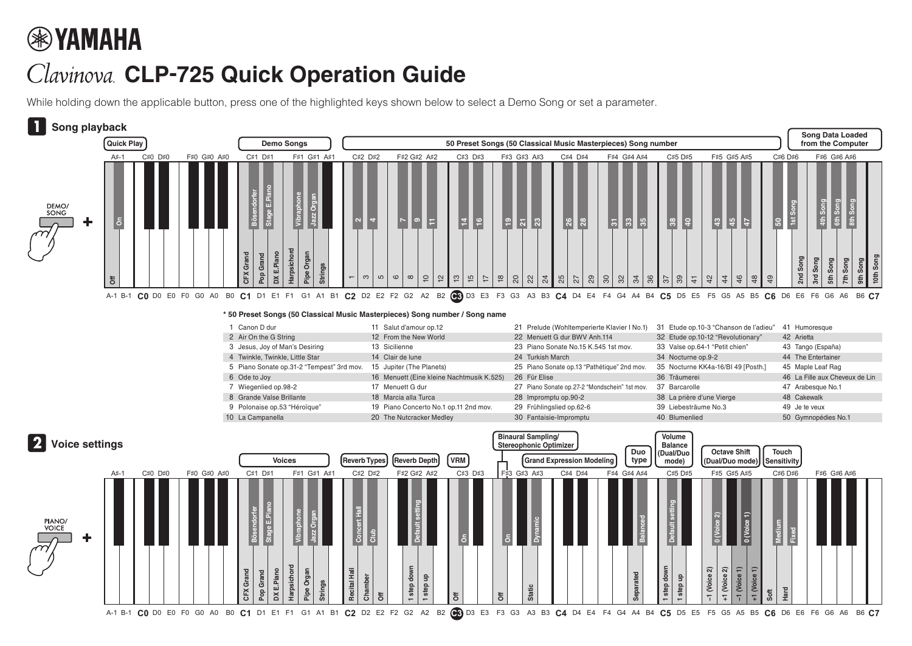# Clavinova. CLP-725 Quick Operation Guide

While holding down the applicable button, press one of the highlighted keys shown below to select a Demo Song or set a parameter.

## 1 Song playback

DEMO/SONG +

| Function | Key | Setting |
|---|---|---|
| Quick Play | A-1 | Off |
| Quick Play | A#-1 | On |
| Demo Songs | C1 | CFX Grand |
| Demo Songs | C#1 | Bösendorfer |
| Demo Songs | D1 | Pop Grand |
| Demo Songs | D#1 | Stage E.Piano |
| Demo Songs | E1 | DX E.Piano |
| Demo Songs | F1 | Harpsichord |
| Demo Songs | F#1 | Vibraphone |
| Demo Songs | G1 | Pipe Organ |
| Demo Songs | G#1 | Jazz Organ |
| Demo Songs | A1 | Strings |
| 50 Preset Songs (50 Classical Music Masterpieces) Song number | C2–C#6 | 1–50 |
| Song Data Loaded from the Computer | D6 | 1st Song |
| Song Data Loaded from the Computer | E6 | 2nd Song |
| Song Data Loaded from the Computer | F6 | 3rd Song |
| Song Data Loaded from the Computer | F#6 | 4th Song |
| Song Data Loaded from the Computer | G6 | 5th Song |
| Song Data Loaded from the Computer | G#6 | 6th Song |
| Song Data Loaded from the Computer | A6 | 7th Song |
| Song Data Loaded from the Computer | A#6 | 8th Song |
| Song Data Loaded from the Computer | B6 | 9th Song |
| Song Data Loaded from the Computer | C7 | 10th Song |

**\* 50 Preset Songs (50 Classical Music Masterpieces) Song number / Song name**

| | | | | |
|---|---|---|---|---|
| 1 Canon D dur | 11 Salut d'amour op.12 | 21 Prelude (Wohltemperierte Klavier I No.1) | 31 Etude op.10-3 "Chanson de l'adieu" | 41 Humoresque |
| 2 Air On the G String | 12 From the New World | 22 Menuett G dur BWV Anh.114 | 32 Etude op.10-12 "Revolutionary" | 42 Arietta |
| 3 Jesus, Joy of Man's Desiring | 13 Sicilienne | 23 Piano Sonate No.15 K.545 1st mov. | 33 Valse op.64-1 "Petit chien" | 43 Tango (España) |
| 4 Twinkle, Twinkle, Little Star | 14 Clair de lune | 24 Turkish March | 34 Nocturne op.9-2 | 44 The Entertainer |
| 5 Piano Sonate op.31-2 "Tempest" 3rd mov. | 15 Jupiter (The Planets) | 25 Piano Sonate op.13 "Pathétique" 2nd mov. | 35 Nocturne KK4a-16/BI 49 [Posth.] | 45 Maple Leaf Rag |
| 6 Ode to Joy | 16 Menuett (Eine kleine Nachtmusik K.525) | 26 Für Elise | 36 Träumerei | 46 La Fille aux Cheveux de Lin |
| 7 Wiegenlied op.98-2 | 17 Menuett G dur | 27 Piano Sonate op.27-2 "Mondschein" 1st mov. | 37 Barcarolle | 47 Arabesque No.1 |
| 8 Grande Valse Brillante | 18 Marcia alla Turca | 28 Impromptu op.90-2 | 38 La prière d'une Vierge | 48 Cakewalk |
| 9 Polonaise op.53 "Héroïque" | 19 Piano Concerto No.1 op.11 2nd mov. | 29 Frühlingslied op.62-6 | 39 Liebesträume No.3 | 49 Je te veux |
| 10 La Campanella | 20 The Nutcracker Medley | 30 Fantaisie-Impromptu | 40 Blumenlied | 50 Gymnopédies No.1 |

## 2 Voice settings

PIANO/VOICE +

| Function | Key | Setting |
|---|---|---|
| Voices | C1 | CFX Grand |
| Voices | C#1 | Bösendorfer |
| Voices | D1 | Pop Grand |
| Voices | D#1 | Stage E.Piano |
| Voices | E1 | DX E.Piano |
| Voices | F1 | Harpsichord |
| Voices | F#1 | Vibraphone |
| Voices | G1 | Pipe Organ |
| Voices | G#1 | Jazz Organ |
| Voices | A1 | Strings |
| Reverb Types | C2 | Recital Hall |
| Reverb Types | C#2 | Concert Hall |
| Reverb Types | D2 | Chamber |
| Reverb Types | D#2 | Club |
| Reverb Types | E2 | Off |
| Reverb Depth | G2 | 1 step down |
| Reverb Depth | G#2 | Default setting |
| Reverb Depth | A2 | 1 step up |
| VRM | C3 | Off |
| VRM | C#3 | On |
| Binaural Sampling/Stereophonic Optimizer | F3 | Off |
| Binaural Sampling/Stereophonic Optimizer | F#3 | On |
| Grand Expression Modeling | A3 | Static |
| Grand Expression Modeling | A#3 | Dynamic |
| Duo type | A4 | Separated |
| Duo type | A#4 | Balanced |
| Volume Balance (Dual/Duo mode) | C5 | 1 step down |
| Volume Balance (Dual/Duo mode) | C#5 | Default setting |
| Volume Balance (Dual/Duo mode) | D5 | 1 step up |
| Octave Shift (Dual/Duo mode) | F5 | −1 (Voice 2) |
| Octave Shift (Dual/Duo mode) | F#5 | 0 (Voice 2) |
| Octave Shift (Dual/Duo mode) | G5 | +1 (Voice 2) |
| Octave Shift (Dual/Duo mode) | A5 | −1 (Voice 1) |
| Octave Shift (Dual/Duo mode) | A#5 | 0 (Voice 1) |
| Octave Shift (Dual/Duo mode) | B5 | +1 (Voice 1) |
| Touch Sensitivity | C6 | Soft |
| Touch Sensitivity | C#6 | Medium |
| Touch Sensitivity | D6 | Hard |
| Touch Sensitivity | D#6 | Fixed |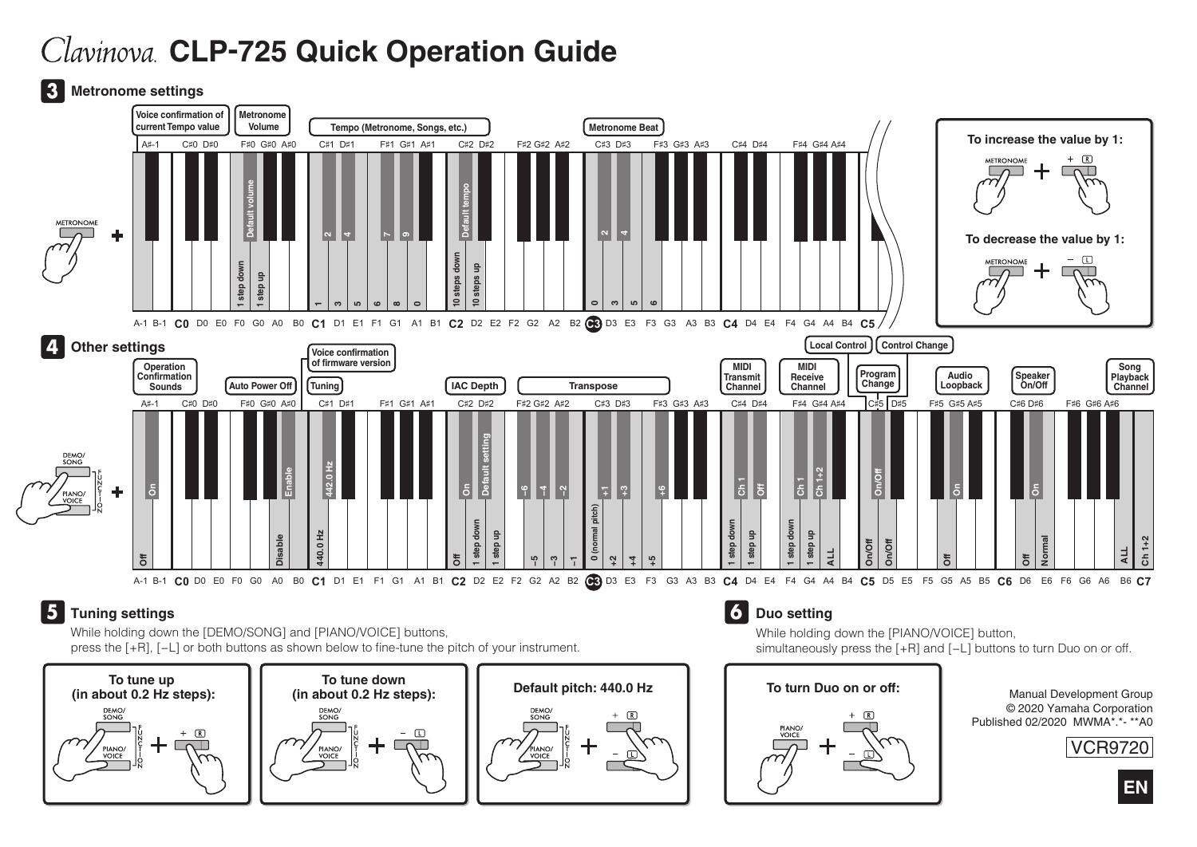# Clavinova. CLP-725 Quick Operation Guide

## 3 Metronome settings

METRONOME +

Voice confirmation of current Tempo value
Metronome Volume
Tempo (Metronome, Songs, etc.)
Metronome Beat

A♯-1 C♯0 D♯0 F♯0 G♯0 A♯0 C♯1 D♯1 F♯1 G♯1 A♯1 C♯2 D♯2 F♯2 G♯2 A♯2 C♯3 D♯3 F♯3 G♯3 A♯3 C♯4 D♯4 F♯4 G♯4 A♯4

Default volume
1 step down
1 step up
2 4 7 9
1 3 5 6 8 0
Default tempo
10 steps down
10 steps up
2 4
0 3 5 6

A-1 B-1 C0 D0 E0 F0 G0 A0 B0 C1 D1 E1 F1 G1 A1 B1 C2 D2 E2 F2 G2 A2 B2 C3 D3 E3 F3 G3 A3 B3 C4 D4 E4 F4 G4 A4 B4 C5

**To increase the value by 1:**
METRONOME + [+R]

**To decrease the value by 1:**
METRONOME + [–L]

## 4 Other settings

DEMO/SONG
PIANO/VOICE
FUNCTION +

Operation Confirmation Sounds
Auto Power Off
Voice confirmation of firmware version
Tuning
IAC Depth
Transpose
MIDI Transmit Channel
MIDI Receive Channel
Local Control
Program Change
Control Change
Audio Loopback
Speaker On/Off
Song Playback Channel

A♯-1 C♯0 D♯0 F♯0 G♯0 A♯0 C♯1 D♯1 F♯1 G♯1 A♯1 C♯2 D♯2 F♯2 G♯2 A♯2 C♯3 D♯3 F♯3 G♯3 A♯3 C♯4 D♯4 F♯4 G♯4 A♯4 C♯5 D♯5 F♯5 G♯5 A♯5 C♯6 D♯6 F♯6 G♯6 A♯6

On
Off
Enable
Disable
442.0 Hz
440.0 Hz
On
Default setting
Off
1 step down
1 step up
–6 –4 –2
–5 –3 –1
0 (normal pitch)
+1 +3 +6
+2 +4 +5
Ch 1
Off
1 step down
1 step up
Ch 1
Ch 1+2
1 step down
1 step up
ALL
On/Off
On/Off
On/Off
On
Off
On
Off
Normal
ALL
Ch 1+2

A-1 B-1 C0 D0 E0 F0 G0 A0 B0 C1 D1 E1 F1 G1 A1 B1 C2 D2 E2 F2 G2 A2 B2 C3 D3 E3 F3 G3 A3 B3 C4 D4 E4 F4 G4 A4 B4 C5 D5 E5 F5 G5 A5 B5 C6 D6 E6 F6 G6 A6 B6 C7

## 5 Tuning settings

While holding down the [DEMO/SONG] and [PIANO/VOICE] buttons, press the [+R], [–L] or both buttons as shown below to fine-tune the pitch of your instrument.

**To tune up (in about 0.2 Hz steps):**
DEMO/SONG PIANO/VOICE FUNCTION + [+R]

**To tune down (in about 0.2 Hz steps):**
DEMO/SONG PIANO/VOICE FUNCTION + [–L]

**Default pitch: 440.0 Hz**
DEMO/SONG PIANO/VOICE FUNCTION + [+R] [–L]

## 6 Duo setting

While holding down the [PIANO/VOICE] button, simultaneously press the [+R] and [–L] buttons to turn Duo on or off.

**To turn Duo on or off:**
PIANO/VOICE + [+R] [–L]

Manual Development Group
© 2020 Yamaha Corporation
Published 02/2020 MWMA*.*- **A0

VCR9720

EN